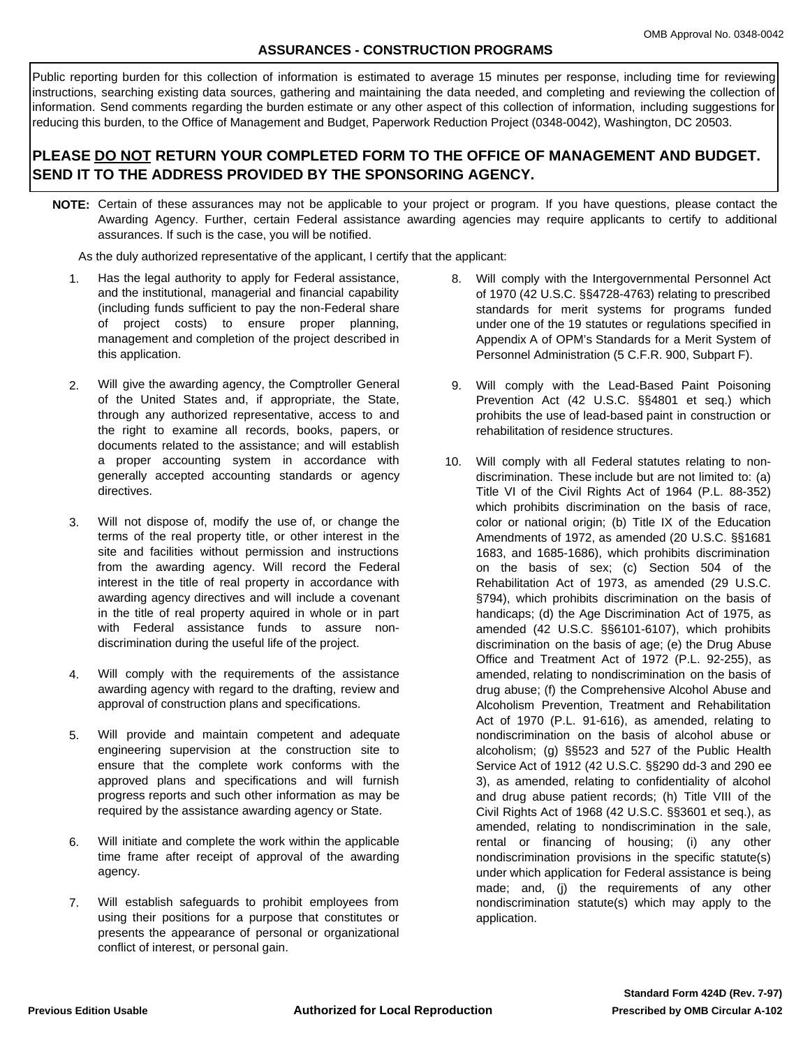OMB Approval No. 0348-0042

# ASSURANCES - CONSTRUCTION PROGRAMS

Public reporting burden for this collection of information is estimated to average 15 minutes per response, including time for reviewing instructions, searching existing data sources, gathering and maintaining the data needed, and completing and reviewing the collection of information. Send comments regarding the burden estimate or any other aspect of this collection of information, including suggestions for reducing this burden, to the Office of Management and Budget, Paperwork Reduction Project (0348-0042), Washington, DC 20503.

**PLEASE DO NOT RETURN YOUR COMPLETED FORM TO THE OFFICE OF MANAGEMENT AND BUDGET. SEND IT TO THE ADDRESS PROVIDED BY THE SPONSORING AGENCY.**

**NOTE:** Certain of these assurances may not be applicable to your project or program. If you have questions, please contact the Awarding Agency. Further, certain Federal assistance awarding agencies may require applicants to certify to additional assurances. If such is the case, you will be notified.

As the duly authorized representative of the applicant, I certify that the applicant:

1. Has the legal authority to apply for Federal assistance, and the institutional, managerial and financial capability (including funds sufficient to pay the non-Federal share of project costs) to ensure proper planning, management and completion of the project described in this application.

2. Will give the awarding agency, the Comptroller General of the United States and, if appropriate, the State, through any authorized representative, access to and the right to examine all records, books, papers, or documents related to the assistance; and will establish a proper accounting system in accordance with generally accepted accounting standards or agency directives.

3. Will not dispose of, modify the use of, or change the terms of the real property title, or other interest in the site and facilities without permission and instructions from the awarding agency. Will record the Federal interest in the title of real property in accordance with awarding agency directives and will include a covenant in the title of real property aquired in whole or in part with Federal assistance funds to assure non-discrimination during the useful life of the project.

4. Will comply with the requirements of the assistance awarding agency with regard to the drafting, review and approval of construction plans and specifications.

5. Will provide and maintain competent and adequate engineering supervision at the construction site to ensure that the complete work conforms with the approved plans and specifications and will furnish progress reports and such other information as may be required by the assistance awarding agency or State.

6. Will initiate and complete the work within the applicable time frame after receipt of approval of the awarding agency.

7. Will establish safeguards to prohibit employees from using their positions for a purpose that constitutes or presents the appearance of personal or organizational conflict of interest, or personal gain.

8. Will comply with the Intergovernmental Personnel Act of 1970 (42 U.S.C. §§4728-4763) relating to prescribed standards for merit systems for programs funded under one of the 19 statutes or regulations specified in Appendix A of OPM's Standards for a Merit System of Personnel Administration (5 C.F.R. 900, Subpart F).

9. Will comply with the Lead-Based Paint Poisoning Prevention Act (42 U.S.C. §§4801 et seq.) which prohibits the use of lead-based paint in construction or rehabilitation of residence structures.

10. Will comply with all Federal statutes relating to non-discrimination. These include but are not limited to: (a) Title VI of the Civil Rights Act of 1964 (P.L. 88-352) which prohibits discrimination on the basis of race, color or national origin; (b) Title IX of the Education Amendments of 1972, as amended (20 U.S.C. §§1681 1683, and 1685-1686), which prohibits discrimination on the basis of sex; (c) Section 504 of the Rehabilitation Act of 1973, as amended (29 U.S.C. §794), which prohibits discrimination on the basis of handicaps; (d) the Age Discrimination Act of 1975, as amended (42 U.S.C. §§6101-6107), which prohibits discrimination on the basis of age; (e) the Drug Abuse Office and Treatment Act of 1972 (P.L. 92-255), as amended, relating to nondiscrimination on the basis of drug abuse; (f) the Comprehensive Alcohol Abuse and Alcoholism Prevention, Treatment and Rehabilitation Act of 1970 (P.L. 91-616), as amended, relating to nondiscrimination on the basis of alcohol abuse or alcoholism; (g) §§523 and 527 of the Public Health Service Act of 1912 (42 U.S.C. §§290 dd-3 and 290 ee 3), as amended, relating to confidentiality of alcohol and drug abuse patient records; (h) Title VIII of the Civil Rights Act of 1968 (42 U.S.C. §§3601 et seq.), as amended, relating to nondiscrimination in the sale, rental or financing of housing; (i) any other nondiscrimination provisions in the specific statute(s) under which application for Federal assistance is being made; and, (j) the requirements of any other nondiscrimination statute(s) which may apply to the application.

Previous Edition Usable | Authorized for Local Reproduction | Standard Form 424D (Rev. 7-97) Prescribed by OMB Circular A-102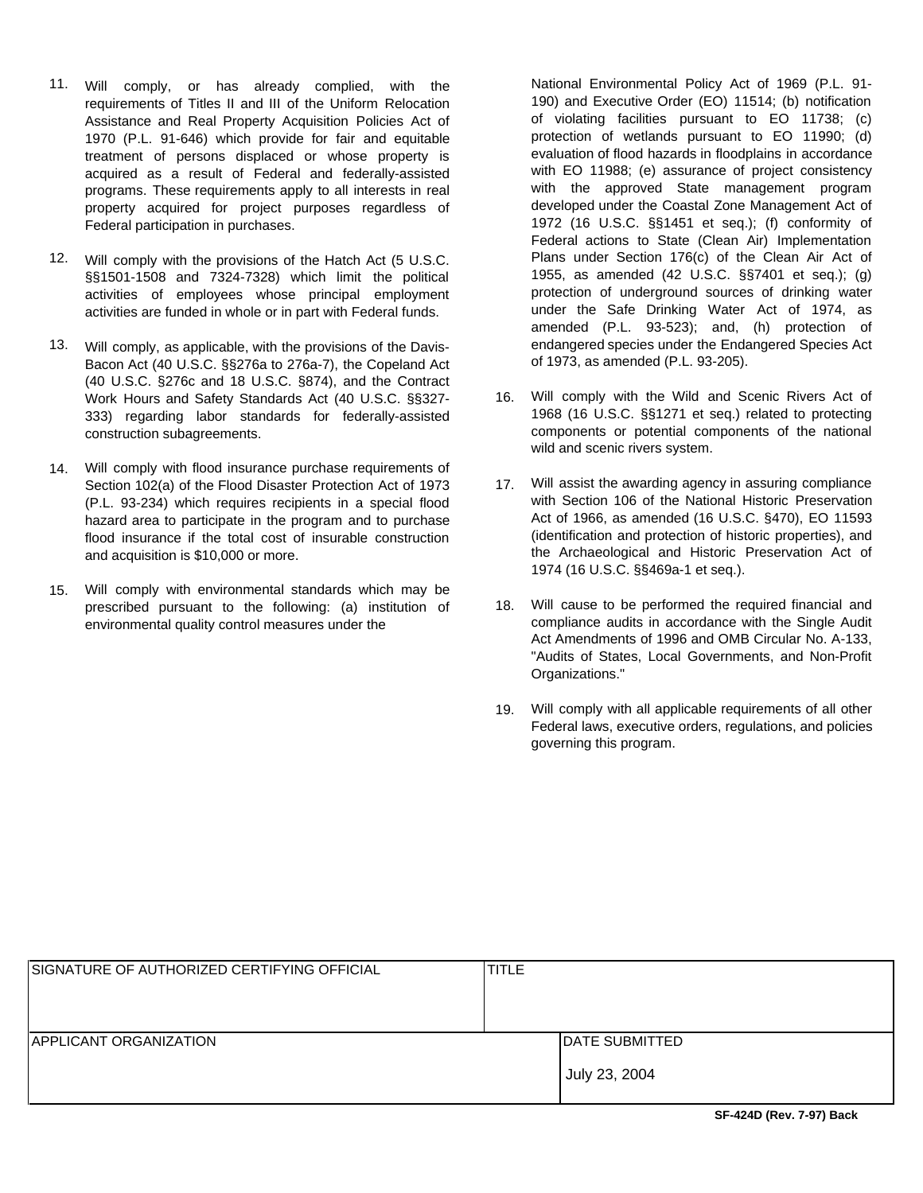11. Will comply, or has already complied, with the requirements of Titles II and III of the Uniform Relocation Assistance and Real Property Acquisition Policies Act of 1970 (P.L. 91-646) which provide for fair and equitable treatment of persons displaced or whose property is acquired as a result of Federal and federally-assisted programs. These requirements apply to all interests in real property acquired for project purposes regardless of Federal participation in purchases.

12. Will comply with the provisions of the Hatch Act (5 U.S.C. §§1501-1508 and 7324-7328) which limit the political activities of employees whose principal employment activities are funded in whole or in part with Federal funds.

13. Will comply, as applicable, with the provisions of the Davis-Bacon Act (40 U.S.C. §§276a to 276a-7), the Copeland Act (40 U.S.C. §276c and 18 U.S.C. §874), and the Contract Work Hours and Safety Standards Act (40 U.S.C. §§327-333) regarding labor standards for federally-assisted construction subagreements.

14. Will comply with flood insurance purchase requirements of Section 102(a) of the Flood Disaster Protection Act of 1973 (P.L. 93-234) which requires recipients in a special flood hazard area to participate in the program and to purchase flood insurance if the total cost of insurable construction and acquisition is $10,000 or more.

15. Will comply with environmental standards which may be prescribed pursuant to the following: (a) institution of environmental quality control measures under the National Environmental Policy Act of 1969 (P.L. 91-190) and Executive Order (EO) 11514; (b) notification of violating facilities pursuant to EO 11738; (c) protection of wetlands pursuant to EO 11990; (d) evaluation of flood hazards in floodplains in accordance with EO 11988; (e) assurance of project consistency with the approved State management program developed under the Coastal Zone Management Act of 1972 (16 U.S.C. §§1451 et seq.); (f) conformity of Federal actions to State (Clean Air) Implementation Plans under Section 176(c) of the Clean Air Act of 1955, as amended (42 U.S.C. §§7401 et seq.); (g) protection of underground sources of drinking water under the Safe Drinking Water Act of 1974, as amended (P.L. 93-523); and, (h) protection of endangered species under the Endangered Species Act of 1973, as amended (P.L. 93-205).

16. Will comply with the Wild and Scenic Rivers Act of 1968 (16 U.S.C. §§1271 et seq.) related to protecting components or potential components of the national wild and scenic rivers system.

17. Will assist the awarding agency in assuring compliance with Section 106 of the National Historic Preservation Act of 1966, as amended (16 U.S.C. §470), EO 11593 (identification and protection of historic properties), and the Archaeological and Historic Preservation Act of 1974 (16 U.S.C. §§469a-1 et seq.).

18. Will cause to be performed the required financial and compliance audits in accordance with the Single Audit Act Amendments of 1996 and OMB Circular No. A-133, "Audits of States, Local Governments, and Non-Profit Organizations."

19. Will comply with all applicable requirements of all other Federal laws, executive orders, regulations, and policies governing this program.

| | |
|---|---|
| SIGNATURE OF AUTHORIZED CERTIFYING OFFICIAL | TITLE |
| APPLICANT ORGANIZATION | DATE SUBMITTED<br>July 23, 2004 |

SF-424D (Rev. 7-97) Back